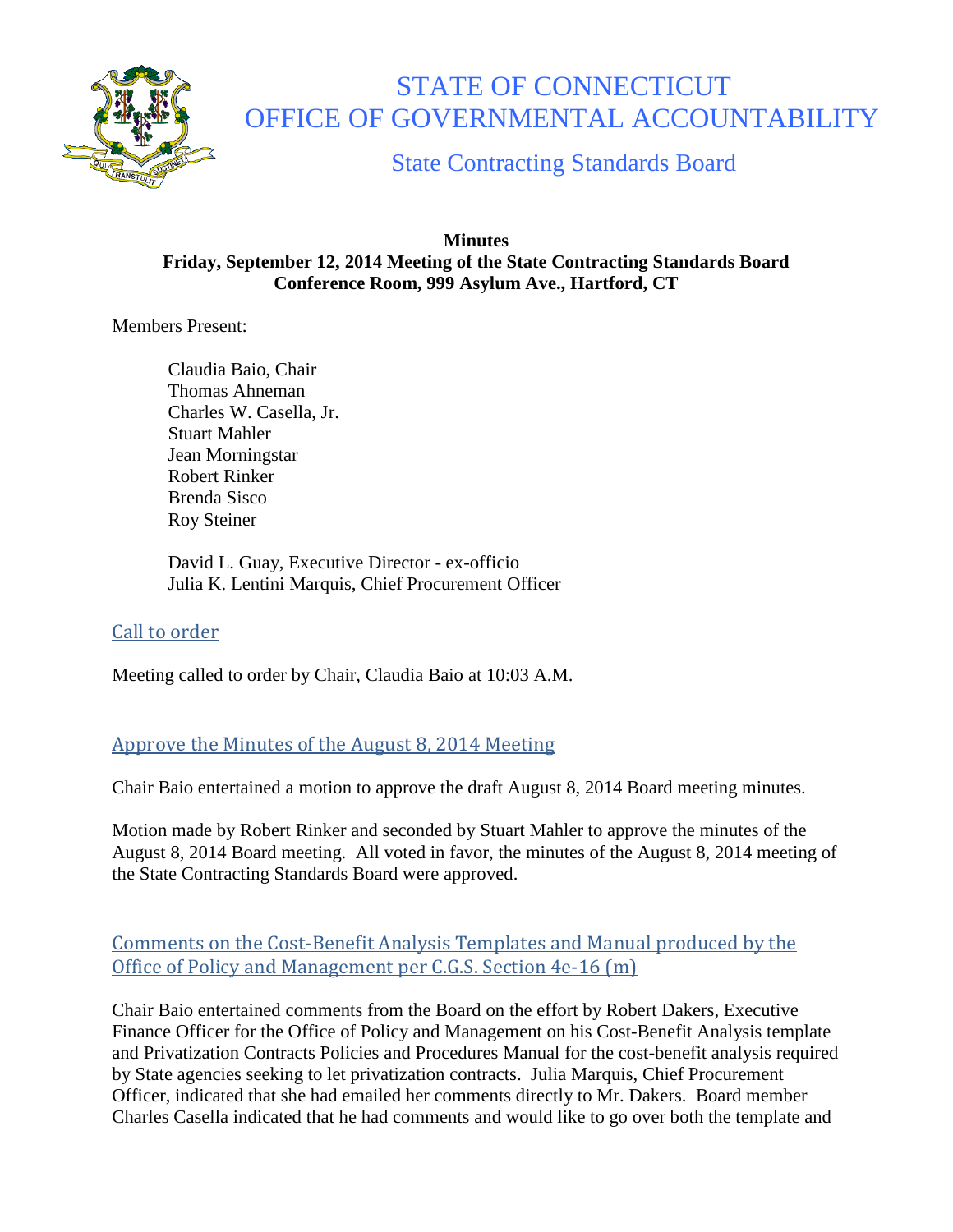# STATE OF CONNECTICUT
# OFFICE OF GOVERNMENTAL ACCOUNTABILITY

## State Contracting Standards Board

**Minutes**
**Friday, September 12, 2014 Meeting of the State Contracting Standards Board**
**Conference Room, 999 Asylum Ave., Hartford, CT**

Members Present:

Claudia Baio, Chair
Thomas Ahneman
Charles W. Casella, Jr.
Stuart Mahler
Jean Morningstar
Robert Rinker
Brenda Sisco
Roy Steiner

David L. Guay, Executive Director - ex-officio
Julia K. Lentini Marquis, Chief Procurement Officer

### Call to order

Meeting called to order by Chair, Claudia Baio at 10:03 A.M.

### Approve the Minutes of the August 8, 2014 Meeting

Chair Baio entertained a motion to approve the draft August 8, 2014 Board meeting minutes.

Motion made by Robert Rinker and seconded by Stuart Mahler to approve the minutes of the August 8, 2014 Board meeting. All voted in favor, the minutes of the August 8, 2014 meeting of the State Contracting Standards Board were approved.

### Comments on the Cost-Benefit Analysis Templates and Manual produced by the Office of Policy and Management per C.G.S. Section 4e-16 (m)

Chair Baio entertained comments from the Board on the effort by Robert Dakers, Executive Finance Officer for the Office of Policy and Management on his Cost-Benefit Analysis template and Privatization Contracts Policies and Procedures Manual for the cost-benefit analysis required by State agencies seeking to let privatization contracts. Julia Marquis, Chief Procurement Officer, indicated that she had emailed her comments directly to Mr. Dakers. Board member Charles Casella indicated that he had comments and would like to go over both the template and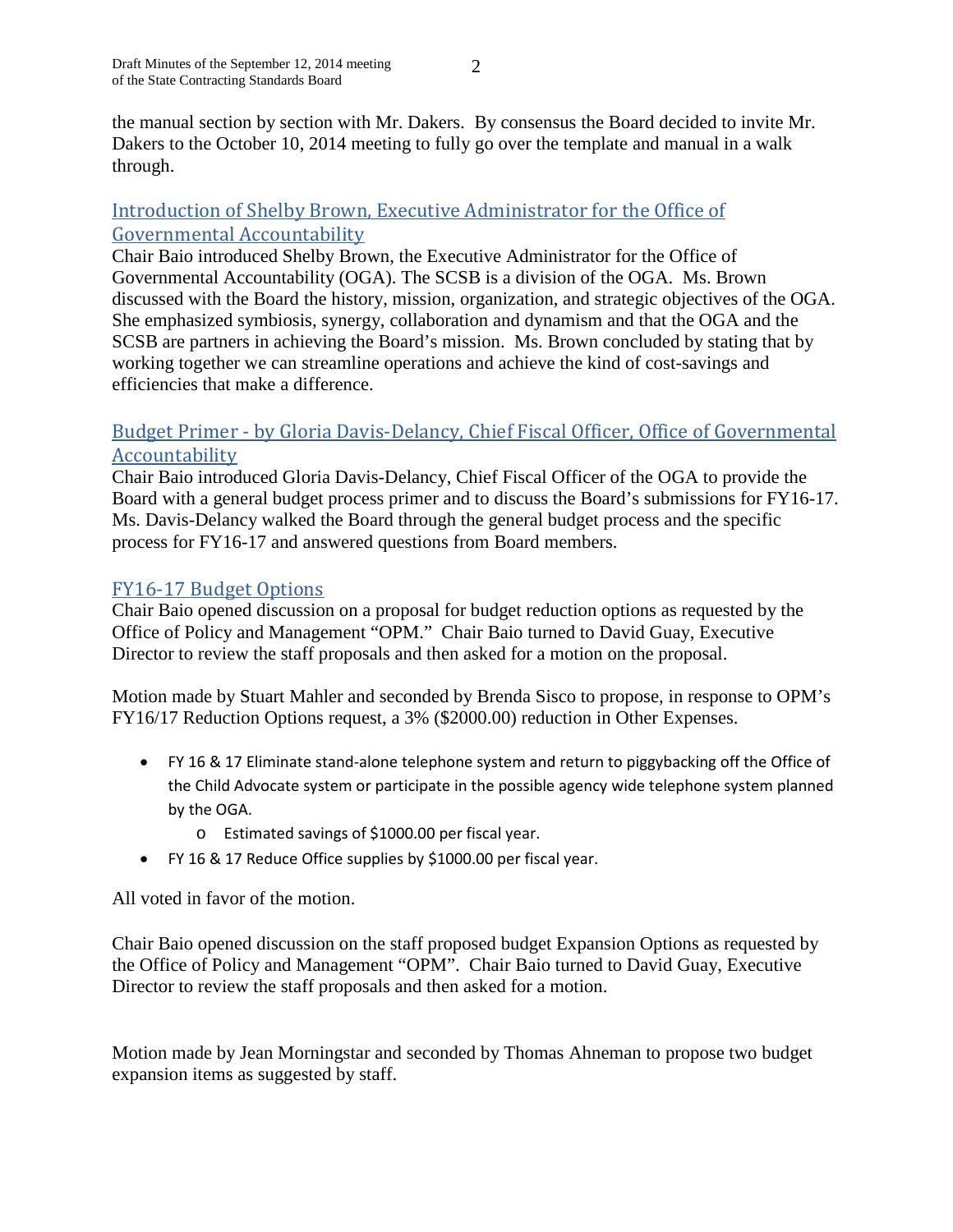the manual section by section with Mr. Dakers. By consensus the Board decided to invite Mr. Dakers to the October 10, 2014 meeting to fully go over the template and manual in a walk through.

## Introduction of Shelby Brown, Executive Administrator for the Office of Governmental Accountability

Chair Baio introduced Shelby Brown, the Executive Administrator for the Office of Governmental Accountability (OGA). The SCSB is a division of the OGA. Ms. Brown discussed with the Board the history, mission, organization, and strategic objectives of the OGA. She emphasized symbiosis, synergy, collaboration and dynamism and that the OGA and the SCSB are partners in achieving the Board's mission. Ms. Brown concluded by stating that by working together we can streamline operations and achieve the kind of cost-savings and efficiencies that make a difference.

## Budget Primer - by Gloria Davis-Delancy, Chief Fiscal Officer, Office of Governmental Accountability

Chair Baio introduced Gloria Davis-Delancy, Chief Fiscal Officer of the OGA to provide the Board with a general budget process primer and to discuss the Board's submissions for FY16-17. Ms. Davis-Delancy walked the Board through the general budget process and the specific process for FY16-17 and answered questions from Board members.

## FY16-17 Budget Options

Chair Baio opened discussion on a proposal for budget reduction options as requested by the Office of Policy and Management "OPM." Chair Baio turned to David Guay, Executive Director to review the staff proposals and then asked for a motion on the proposal.

Motion made by Stuart Mahler and seconded by Brenda Sisco to propose, in response to OPM's FY16/17 Reduction Options request, a 3% ($2000.00) reduction in Other Expenses.

- FY 16 & 17 Eliminate stand-alone telephone system and return to piggybacking off the Office of the Child Advocate system or participate in the possible agency wide telephone system planned by the OGA.
  - Estimated savings of $1000.00 per fiscal year.
- FY 16 & 17 Reduce Office supplies by $1000.00 per fiscal year.

All voted in favor of the motion.

Chair Baio opened discussion on the staff proposed budget Expansion Options as requested by the Office of Policy and Management "OPM". Chair Baio turned to David Guay, Executive Director to review the staff proposals and then asked for a motion.

Motion made by Jean Morningstar and seconded by Thomas Ahneman to propose two budget expansion items as suggested by staff.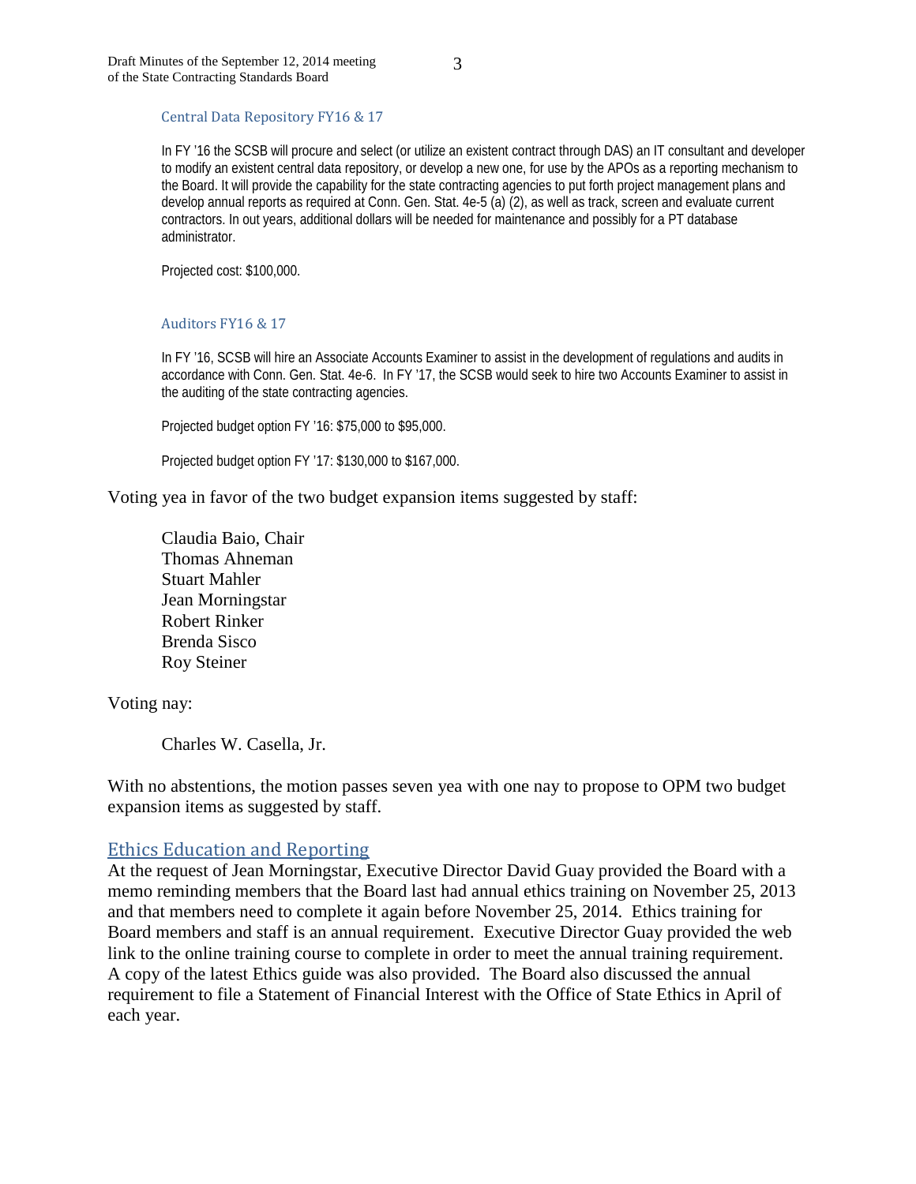### Central Data Repository FY16 & 17

In FY '16 the SCSB will procure and select (or utilize an existent contract through DAS) an IT consultant and developer to modify an existent central data repository, or develop a new one, for use by the APOs as a reporting mechanism to the Board. It will provide the capability for the state contracting agencies to put forth project management plans and develop annual reports as required at Conn. Gen. Stat. 4e-5 (a) (2), as well as track, screen and evaluate current contractors. In out years, additional dollars will be needed for maintenance and possibly for a PT database administrator.

Projected cost: $100,000.

### Auditors FY16 & 17

In FY '16, SCSB will hire an Associate Accounts Examiner to assist in the development of regulations and audits in accordance with Conn. Gen. Stat. 4e-6. In FY '17, the SCSB would seek to hire two Accounts Examiner to assist in the auditing of the state contracting agencies.

Projected budget option FY '16: $75,000 to $95,000.

Projected budget option FY '17: $130,000 to $167,000.

Voting yea in favor of the two budget expansion items suggested by staff:

Claudia Baio, Chair
Thomas Ahneman
Stuart Mahler
Jean Morningstar
Robert Rinker
Brenda Sisco
Roy Steiner

Voting nay:

Charles W. Casella, Jr.

With no abstentions, the motion passes seven yea with one nay to propose to OPM two budget expansion items as suggested by staff.

## Ethics Education and Reporting

At the request of Jean Morningstar, Executive Director David Guay provided the Board with a memo reminding members that the Board last had annual ethics training on November 25, 2013 and that members need to complete it again before November 25, 2014. Ethics training for Board members and staff is an annual requirement. Executive Director Guay provided the web link to the online training course to complete in order to meet the annual training requirement. A copy of the latest Ethics guide was also provided. The Board also discussed the annual requirement to file a Statement of Financial Interest with the Office of State Ethics in April of each year.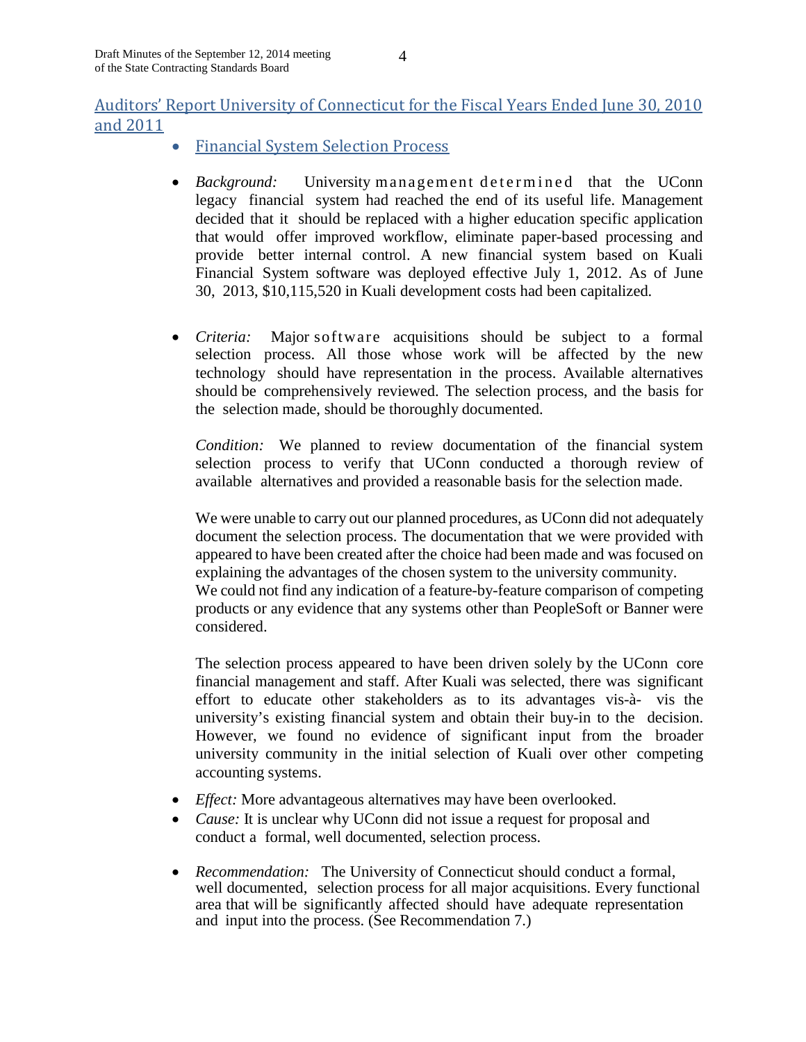## Auditors' Report University of Connecticut for the Fiscal Years Ended June 30, 2010 and 2011

- Financial System Selection Process

- *Background:* University management determined that the UConn legacy financial system had reached the end of its useful life. Management decided that it should be replaced with a higher education specific application that would offer improved workflow, eliminate paper-based processing and provide better internal control. A new financial system based on Kuali Financial System software was deployed effective July 1, 2012. As of June 30, 2013, $10,115,520 in Kuali development costs had been capitalized.

- *Criteria:* Major software acquisitions should be subject to a formal selection process. All those whose work will be affected by the new technology should have representation in the process. Available alternatives should be comprehensively reviewed. The selection process, and the basis for the selection made, should be thoroughly documented.

  *Condition:* We planned to review documentation of the financial system selection process to verify that UConn conducted a thorough review of available alternatives and provided a reasonable basis for the selection made.

  We were unable to carry out our planned procedures, as UConn did not adequately document the selection process. The documentation that we were provided with appeared to have been created after the choice had been made and was focused on explaining the advantages of the chosen system to the university community. We could not find any indication of a feature-by-feature comparison of competing products or any evidence that any systems other than PeopleSoft or Banner were considered.

  The selection process appeared to have been driven solely by the UConn core financial management and staff. After Kuali was selected, there was significant effort to educate other stakeholders as to its advantages vis-à- vis the university's existing financial system and obtain their buy-in to the decision. However, we found no evidence of significant input from the broader university community in the initial selection of Kuali over other competing accounting systems.

- *Effect:* More advantageous alternatives may have been overlooked.
- *Cause:* It is unclear why UConn did not issue a request for proposal and conduct a formal, well documented, selection process.

- *Recommendation:* The University of Connecticut should conduct a formal, well documented, selection process for all major acquisitions. Every functional area that will be significantly affected should have adequate representation and input into the process. (See Recommendation 7.)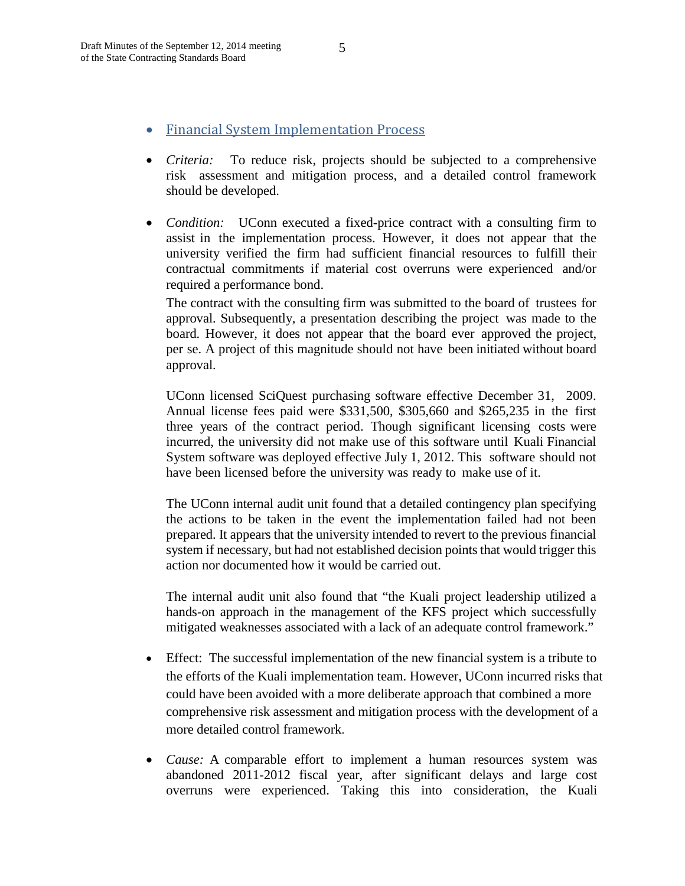- Financial System Implementation Process

- *Criteria:* To reduce risk, projects should be subjected to a comprehensive risk assessment and mitigation process, and a detailed control framework should be developed.

- *Condition:* UConn executed a fixed-price contract with a consulting firm to assist in the implementation process. However, it does not appear that the university verified the firm had sufficient financial resources to fulfill their contractual commitments if material cost overruns were experienced and/or required a performance bond.

  The contract with the consulting firm was submitted to the board of trustees for approval. Subsequently, a presentation describing the project was made to the board. However, it does not appear that the board ever approved the project, per se. A project of this magnitude should not have been initiated without board approval.

  UConn licensed SciQuest purchasing software effective December 31, 2009. Annual license fees paid were $331,500, $305,660 and $265,235 in the first three years of the contract period. Though significant licensing costs were incurred, the university did not make use of this software until Kuali Financial System software was deployed effective July 1, 2012. This software should not have been licensed before the university was ready to make use of it.

  The UConn internal audit unit found that a detailed contingency plan specifying the actions to be taken in the event the implementation failed had not been prepared. It appears that the university intended to revert to the previous financial system if necessary, but had not established decision points that would trigger this action nor documented how it would be carried out.

  The internal audit unit also found that "the Kuali project leadership utilized a hands-on approach in the management of the KFS project which successfully mitigated weaknesses associated with a lack of an adequate control framework."

- Effect: The successful implementation of the new financial system is a tribute to the efforts of the Kuali implementation team. However, UConn incurred risks that could have been avoided with a more deliberate approach that combined a more comprehensive risk assessment and mitigation process with the development of a more detailed control framework.

- *Cause:* A comparable effort to implement a human resources system was abandoned 2011-2012 fiscal year, after significant delays and large cost overruns were experienced. Taking this into consideration, the Kuali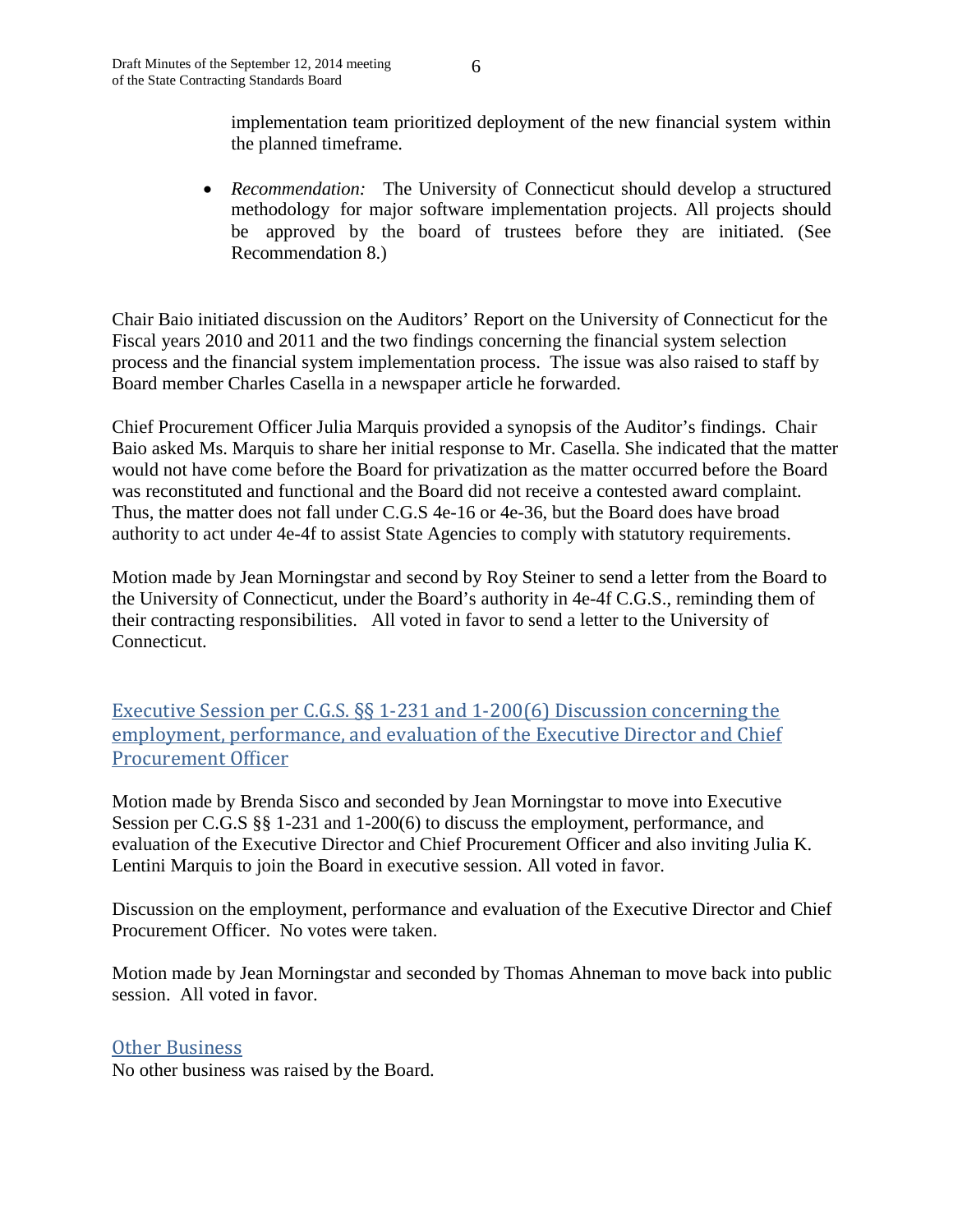implementation team prioritized deployment of the new financial system within the planned timeframe.

- *Recommendation:* The University of Connecticut should develop a structured methodology for major software implementation projects. All projects should be approved by the board of trustees before they are initiated. (See Recommendation 8.)

Chair Baio initiated discussion on the Auditors' Report on the University of Connecticut for the Fiscal years 2010 and 2011 and the two findings concerning the financial system selection process and the financial system implementation process. The issue was also raised to staff by Board member Charles Casella in a newspaper article he forwarded.

Chief Procurement Officer Julia Marquis provided a synopsis of the Auditor's findings. Chair Baio asked Ms. Marquis to share her initial response to Mr. Casella. She indicated that the matter would not have come before the Board for privatization as the matter occurred before the Board was reconstituted and functional and the Board did not receive a contested award complaint. Thus, the matter does not fall under C.G.S 4e-16 or 4e-36, but the Board does have broad authority to act under 4e-4f to assist State Agencies to comply with statutory requirements.

Motion made by Jean Morningstar and second by Roy Steiner to send a letter from the Board to the University of Connecticut, under the Board's authority in 4e-4f C.G.S., reminding them of their contracting responsibilities. All voted in favor to send a letter to the University of Connecticut.

## Executive Session per C.G.S. §§ 1-231 and 1-200(6) Discussion concerning the employment, performance, and evaluation of the Executive Director and Chief Procurement Officer

Motion made by Brenda Sisco and seconded by Jean Morningstar to move into Executive Session per C.G.S §§ 1-231 and 1-200(6) to discuss the employment, performance, and evaluation of the Executive Director and Chief Procurement Officer and also inviting Julia K. Lentini Marquis to join the Board in executive session. All voted in favor.

Discussion on the employment, performance and evaluation of the Executive Director and Chief Procurement Officer. No votes were taken.

Motion made by Jean Morningstar and seconded by Thomas Ahneman to move back into public session. All voted in favor.

## Other Business

No other business was raised by the Board.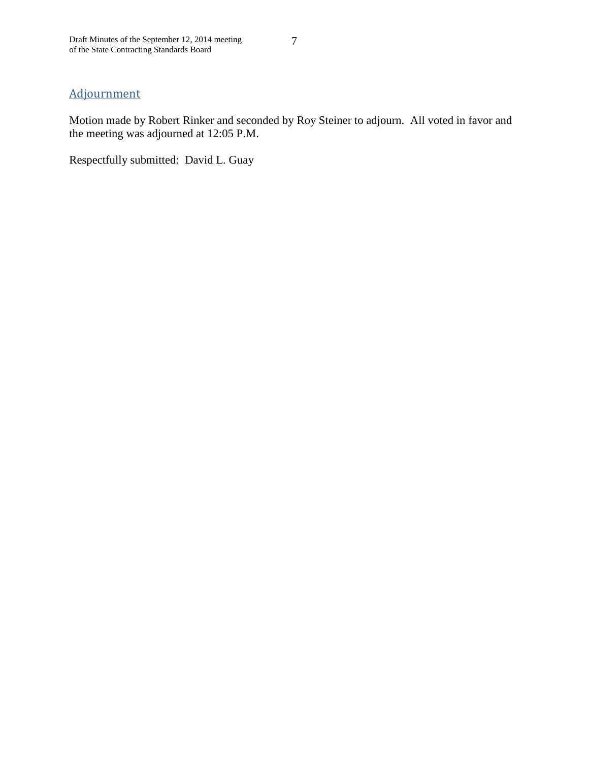## Adjournment

Motion made by Robert Rinker and seconded by Roy Steiner to adjourn. All voted in favor and the meeting was adjourned at 12:05 P.M.

Respectfully submitted: David L. Guay